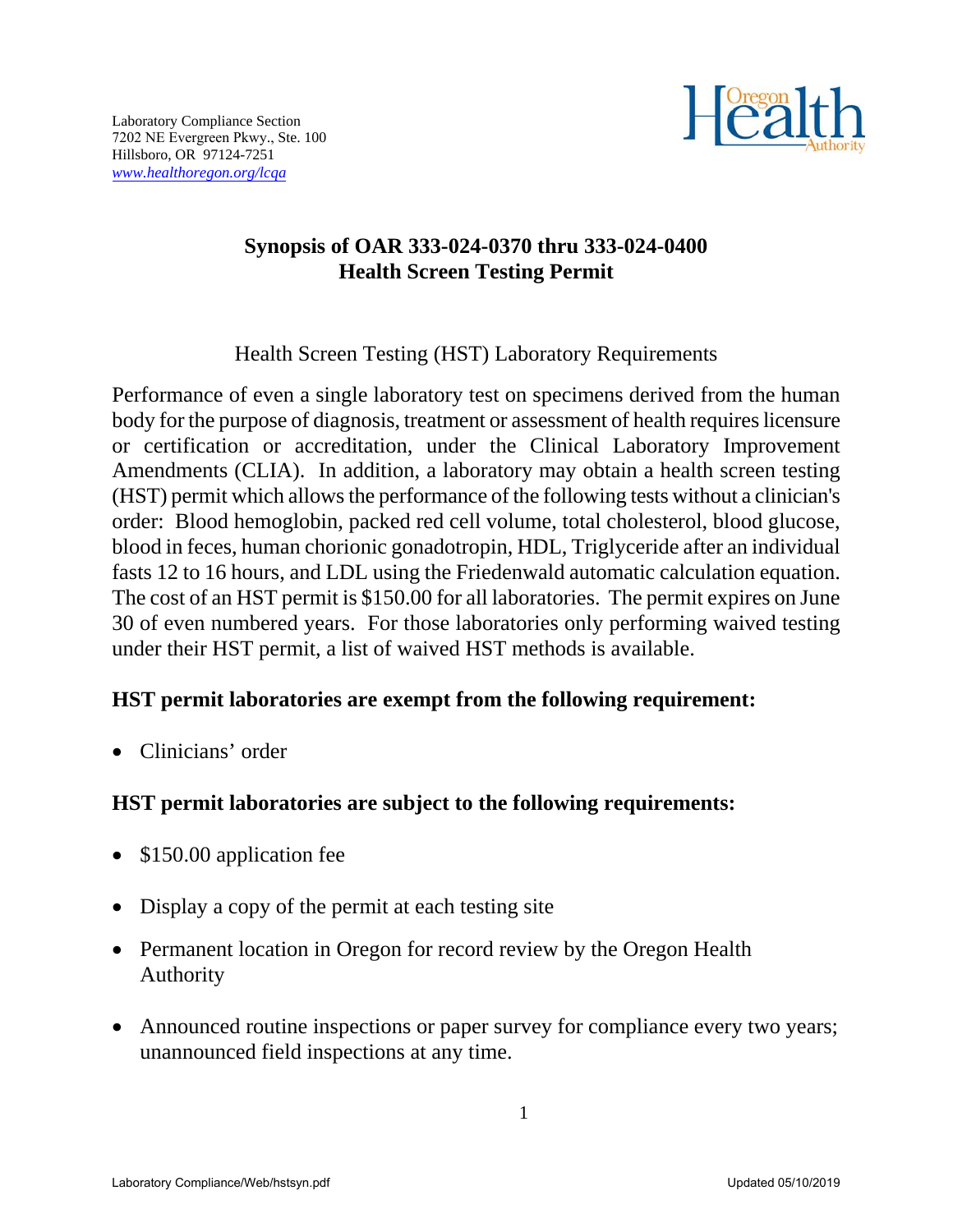Laboratory Compliance Section
7202 NE Evergreen Pkwy., Ste. 100
Hillsboro, OR 97124-7251
*www.healthoregon.org/lcqa*

Oregon Health Authority

## Synopsis of OAR 333-024-0370 thru 333-024-0400
## Health Screen Testing Permit

Health Screen Testing (HST) Laboratory Requirements

Performance of even a single laboratory test on specimens derived from the human body for the purpose of diagnosis, treatment or assessment of health requires licensure or certification or accreditation, under the Clinical Laboratory Improvement Amendments (CLIA). In addition, a laboratory may obtain a health screen testing (HST) permit which allows the performance of the following tests without a clinician's order: Blood hemoglobin, packed red cell volume, total cholesterol, blood glucose, blood in feces, human chorionic gonadotropin, HDL, Triglyceride after an individual fasts 12 to 16 hours, and LDL using the Friedenwald automatic calculation equation. The cost of an HST permit is $150.00 for all laboratories. The permit expires on June 30 of even numbered years. For those laboratories only performing waived testing under their HST permit, a list of waived HST methods is available.

### HST permit laboratories are exempt from the following requirement:

- Clinicians' order

### HST permit laboratories are subject to the following requirements:

- $150.00 application fee
- Display a copy of the permit at each testing site
- Permanent location in Oregon for record review by the Oregon Health Authority
- Announced routine inspections or paper survey for compliance every two years; unannounced field inspections at any time.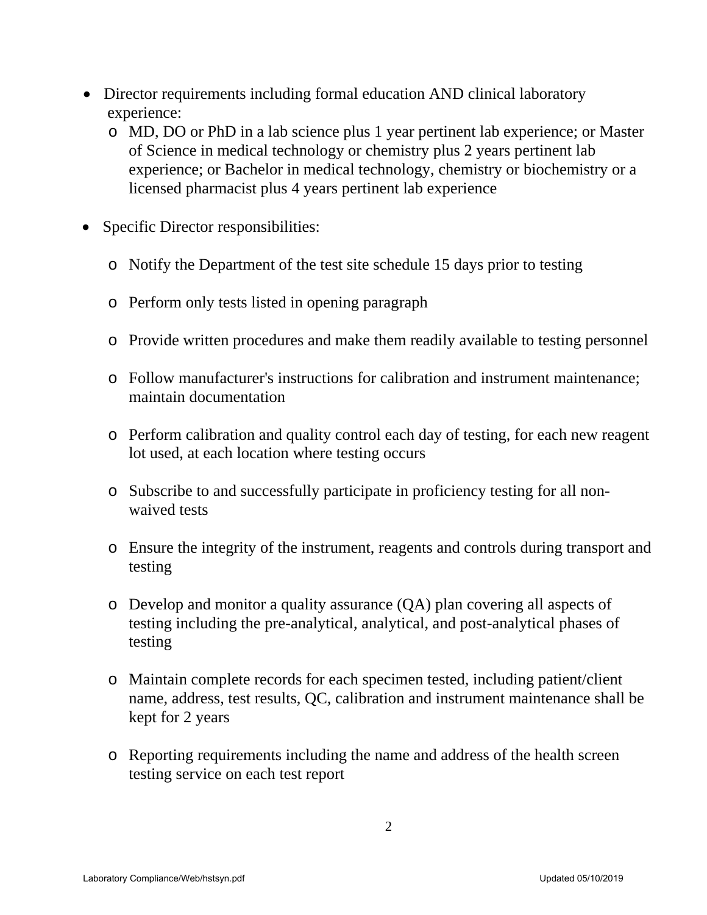- Director requirements including formal education AND clinical laboratory experience:
  - MD, DO or PhD in a lab science plus 1 year pertinent lab experience; or Master of Science in medical technology or chemistry plus 2 years pertinent lab experience; or Bachelor in medical technology, chemistry or biochemistry or a licensed pharmacist plus 4 years pertinent lab experience

- Specific Director responsibilities:

  - Notify the Department of the test site schedule 15 days prior to testing

  - Perform only tests listed in opening paragraph

  - Provide written procedures and make them readily available to testing personnel

  - Follow manufacturer's instructions for calibration and instrument maintenance; maintain documentation

  - Perform calibration and quality control each day of testing, for each new reagent lot used, at each location where testing occurs

  - Subscribe to and successfully participate in proficiency testing for all non-waived tests

  - Ensure the integrity of the instrument, reagents and controls during transport and testing

  - Develop and monitor a quality assurance (QA) plan covering all aspects of testing including the pre-analytical, analytical, and post-analytical phases of testing

  - Maintain complete records for each specimen tested, including patient/client name, address, test results, QC, calibration and instrument maintenance shall be kept for 2 years

  - Reporting requirements including the name and address of the health screen testing service on each test report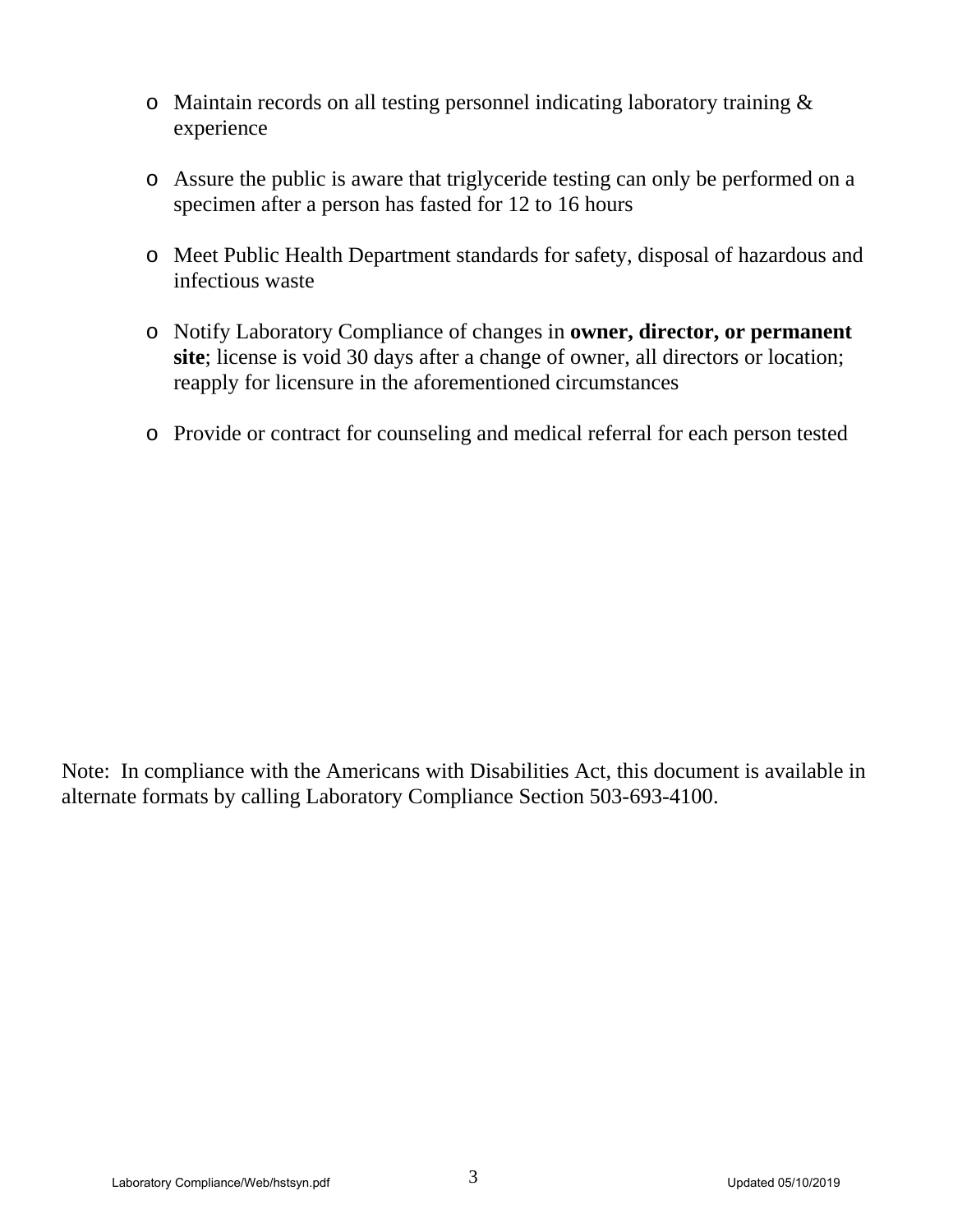- Maintain records on all testing personnel indicating laboratory training & experience

- Assure the public is aware that triglyceride testing can only be performed on a specimen after a person has fasted for 12 to 16 hours

- Meet Public Health Department standards for safety, disposal of hazardous and infectious waste

- Notify Laboratory Compliance of changes in **owner, director, or permanent site**; license is void 30 days after a change of owner, all directors or location; reapply for licensure in the aforementioned circumstances

- Provide or contract for counseling and medical referral for each person tested

Note: In compliance with the Americans with Disabilities Act, this document is available in alternate formats by calling Laboratory Compliance Section 503-693-4100.